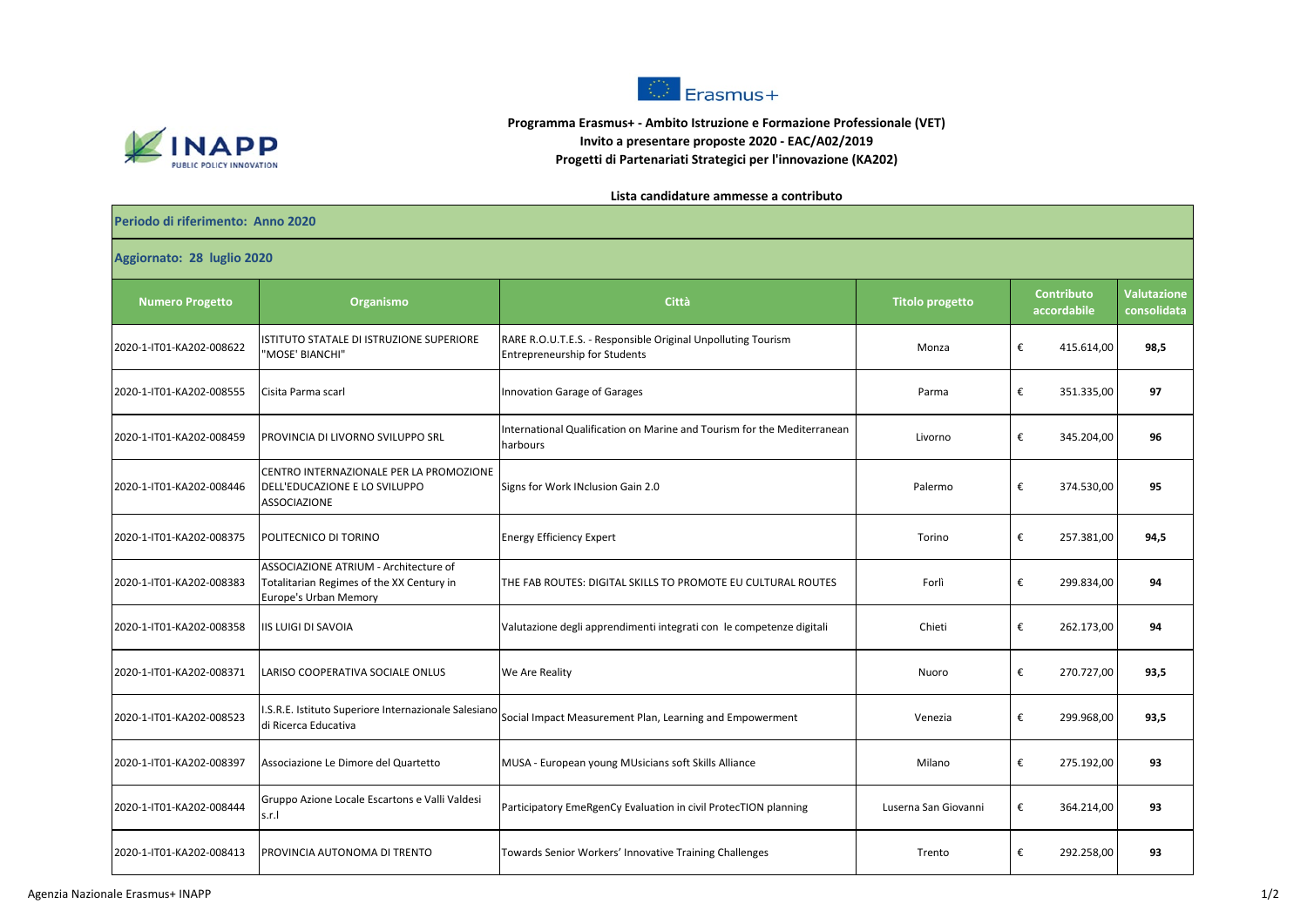**Programma Erasmus+ - Ambito Istruzione e Formazione Professionale (VET)**
**Invito a presentare proposte 2020 - EAC/A02/2019**
**Progetti di Partenariati Strategici per l'innovazione (KA202)**

**Lista candidature ammesse a contributo**

**Periodo di riferimento: Anno 2020**

**Aggiornato: 28 luglio 2020**

| Numero Progetto | Organismo | Città | Titolo progetto | Contributo accordabile | Valutazione consolidata |
|---|---|---|---|---|---|
| 2020-1-IT01-KA202-008622 | ISTITUTO STATALE DI ISTRUZIONE SUPERIORE "MOSE' BIANCHI" | RARE R.O.U.T.E.S. - Responsible Original Unpolluting Tourism Entrepreneurship for Students | Monza | € 415.614,00 | 98,5 |
| 2020-1-IT01-KA202-008555 | Cisita Parma scarl | Innovation Garage of Garages | Parma | € 351.335,00 | 97 |
| 2020-1-IT01-KA202-008459 | PROVINCIA DI LIVORNO SVILUPPO SRL | International Qualification on Marine and Tourism for the Mediterranean harbours | Livorno | € 345.204,00 | 96 |
| 2020-1-IT01-KA202-008446 | CENTRO INTERNAZIONALE PER LA PROMOZIONE DELL'EDUCAZIONE E LO SVILUPPO ASSOCIAZIONE | Signs for Work INclusion Gain 2.0 | Palermo | € 374.530,00 | 95 |
| 2020-1-IT01-KA202-008375 | POLITECNICO DI TORINO | Energy Efficiency Expert | Torino | € 257.381,00 | 94,5 |
| 2020-1-IT01-KA202-008383 | ASSOCIAZIONE ATRIUM - Architecture of Totalitarian Regimes of the XX Century in Europe's Urban Memory | THE FAB ROUTES: DIGITAL SKILLS TO PROMOTE EU CULTURAL ROUTES | Forlì | € 299.834,00 | 94 |
| 2020-1-IT01-KA202-008358 | IIS LUIGI DI SAVOIA | Valutazione degli apprendimenti integrati con le competenze digitali | Chieti | € 262.173,00 | 94 |
| 2020-1-IT01-KA202-008371 | LARISO COOPERATIVA SOCIALE ONLUS | We Are Reality | Nuoro | € 270.727,00 | 93,5 |
| 2020-1-IT01-KA202-008523 | I.S.R.E. Istituto Superiore Internazionale Salesiano di Ricerca Educativa | Social Impact Measurement Plan, Learning and Empowerment | Venezia | € 299.968,00 | 93,5 |
| 2020-1-IT01-KA202-008397 | Associazione Le Dimore del Quartetto | MUSA - European young MUsicians soft Skills Alliance | Milano | € 275.192,00 | 93 |
| 2020-1-IT01-KA202-008444 | Gruppo Azione Locale Escartons e Valli Valdesi s.r.l | Participatory EmeRgenCy Evaluation in civil ProtecTION planning | Luserna San Giovanni | € 364.214,00 | 93 |
| 2020-1-IT01-KA202-008413 | PROVINCIA AUTONOMA DI TRENTO | Towards Senior Workers' Innovative Training Challenges | Trento | € 292.258,00 | 93 |

Agenzia Nazionale Erasmus+ INAPP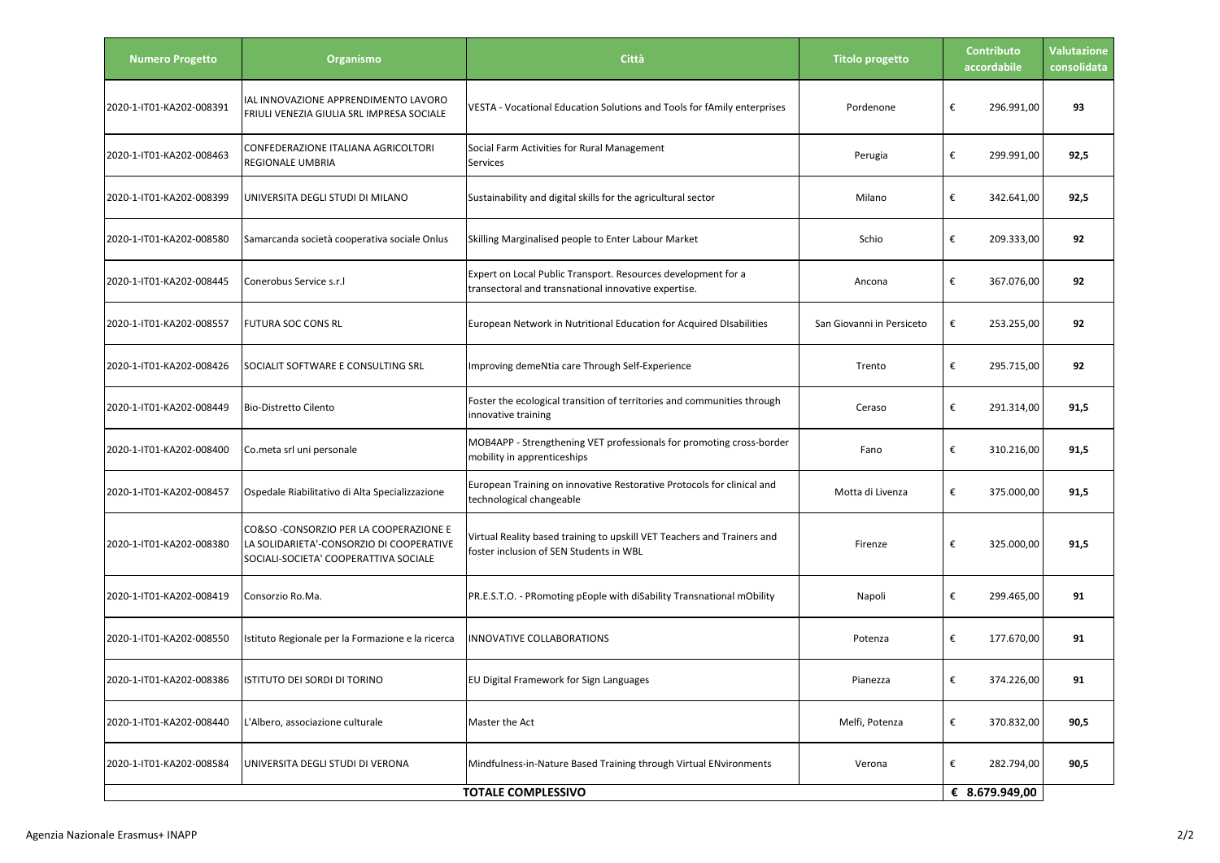| Numero Progetto | Organismo | Città | Titolo progetto | Contributo accordabile | Valutazione consolidata |
|---|---|---|---|---|---|
| 2020-1-IT01-KA202-008391 | IAL INNOVAZIONE APPRENDIMENTO LAVORO FRIULI VENEZIA GIULIA SRL IMPRESA SOCIALE | VESTA - Vocational Education Solutions and Tools for fAmily enterprises | Pordenone | € 296.991,00 | 93 |
| 2020-1-IT01-KA202-008463 | CONFEDERAZIONE ITALIANA AGRICOLTORI REGIONALE UMBRIA | Social Farm Activities for Rural Management Services | Perugia | € 299.991,00 | 92,5 |
| 2020-1-IT01-KA202-008399 | UNIVERSITA DEGLI STUDI DI MILANO | Sustainability and digital skills for the agricultural sector | Milano | € 342.641,00 | 92,5 |
| 2020-1-IT01-KA202-008580 | Samarcanda società cooperativa sociale Onlus | Skilling Marginalised people to Enter Labour Market | Schio | € 209.333,00 | 92 |
| 2020-1-IT01-KA202-008445 | Conerobus Service s.r.l | Expert on Local Public Transport. Resources development for a transectoral and transnational innovative expertise. | Ancona | € 367.076,00 | 92 |
| 2020-1-IT01-KA202-008557 | FUTURA SOC CONS RL | European Network in Nutritional Education for Acquired DIsabilities | San Giovanni in Persiceto | € 253.255,00 | 92 |
| 2020-1-IT01-KA202-008426 | SOCIALIT SOFTWARE E CONSULTING SRL | Improving demeNtia care Through Self-Experience | Trento | € 295.715,00 | 92 |
| 2020-1-IT01-KA202-008449 | Bio-Distretto Cilento | Foster the ecological transition of territories and communities through innovative training | Ceraso | € 291.314,00 | 91,5 |
| 2020-1-IT01-KA202-008400 | Co.meta srl uni personale | MOB4APP - Strengthening VET professionals for promoting cross-border mobility in apprenticeships | Fano | € 310.216,00 | 91,5 |
| 2020-1-IT01-KA202-008457 | Ospedale Riabilitativo di Alta Specializzazione | European Training on innovative Restorative Protocols for clinical and technological changeable | Motta di Livenza | € 375.000,00 | 91,5 |
| 2020-1-IT01-KA202-008380 | CO&SO -CONSORZIO PER LA COOPERAZIONE E LA SOLIDARIETA'-CONSORZIO DI COOPERATIVE SOCIALI-SOCIETA' COOPERATTIVA SOCIALE | Virtual Reality based training to upskill VET Teachers and Trainers and foster inclusion of SEN Students in WBL | Firenze | € 325.000,00 | 91,5 |
| 2020-1-IT01-KA202-008419 | Consorzio Ro.Ma. | PR.E.S.T.O. - PRomoting pEople with diSability Transnational mObility | Napoli | € 299.465,00 | 91 |
| 2020-1-IT01-KA202-008550 | Istituto Regionale per la Formazione e la ricerca | INNOVATIVE COLLABORATIONS | Potenza | € 177.670,00 | 91 |
| 2020-1-IT01-KA202-008386 | ISTITUTO DEI SORDI DI TORINO | EU Digital Framework for Sign Languages | Pianezza | € 374.226,00 | 91 |
| 2020-1-IT01-KA202-008440 | L'Albero, associazione culturale | Master the Act | Melfi, Potenza | € 370.832,00 | 90,5 |
| 2020-1-IT01-KA202-008584 | UNIVERSITA DEGLI STUDI DI VERONA | Mindfulness-in-Nature Based Training through Virtual ENvironments | Verona | € 282.794,00 | 90,5 |
| **TOTALE COMPLESSIVO** | | | | **€ 8.679.949,00** | |